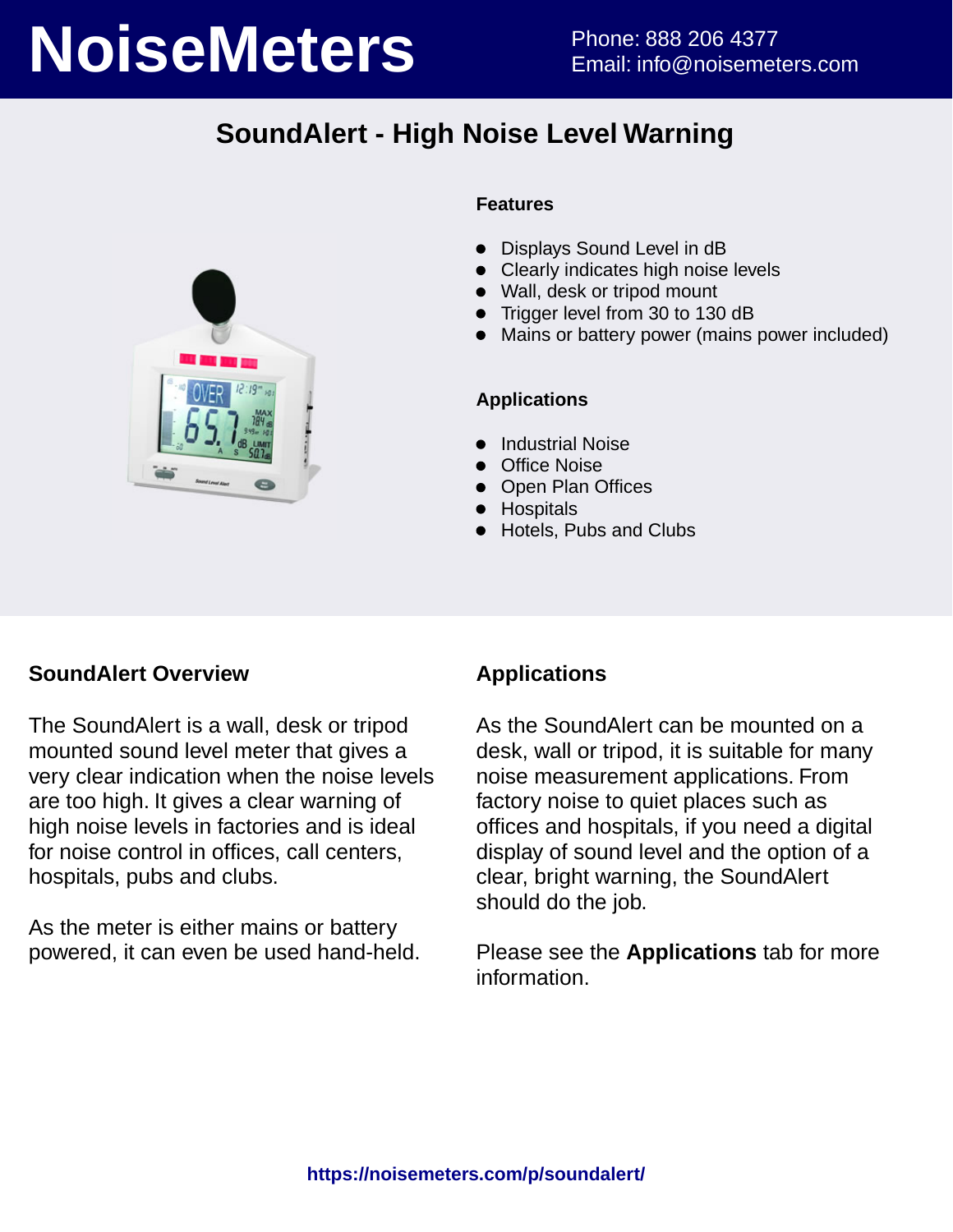# NoiseMeters

Phone: 888 206 4377
Email: info@noisemeters.com

## SoundAlert - High Noise Level Warning

### Features

- Displays Sound Level in dB
- Clearly indicates high noise levels
- Wall, desk or tripod mount
- Trigger level from 30 to 130 dB
- Mains or battery power (mains power included)

### Applications

- Industrial Noise
- Office Noise
- Open Plan Offices
- Hospitals
- Hotels, Pubs and Clubs

### SoundAlert Overview

The SoundAlert is a wall, desk or tripod mounted sound level meter that gives a very clear indication when the noise levels are too high. It gives a clear warning of high noise levels in factories and is ideal for noise control in offices, call centers, hospitals, pubs and clubs.

As the meter is either mains or battery powered, it can even be used hand-held.

### Applications

As the SoundAlert can be mounted on a desk, wall or tripod, it is suitable for many noise measurement applications. From factory noise to quiet places such as offices and hospitals, if you need a digital display of sound level and the option of a clear, bright warning, the SoundAlert should do the job.

Please see the **Applications** tab for more information.

https://noisemeters.com/p/soundalert/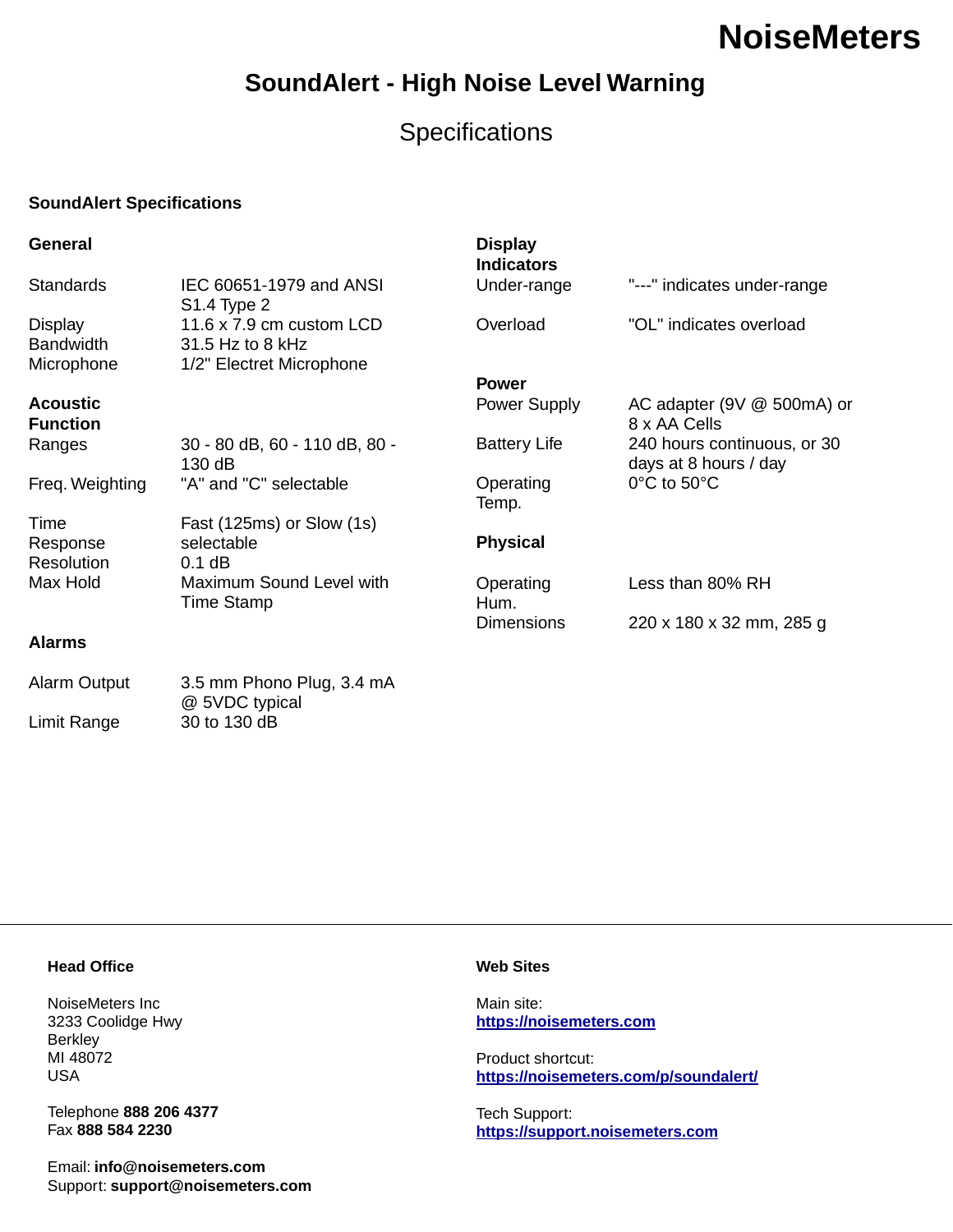# NoiseMeters

## SoundAlert - High Noise Level Warning

## Specifications

### SoundAlert Specifications

#### General

| | |
|---|---|
| Standards | IEC 60651-1979 and ANSI S1.4 Type 2 |
| Display | 11.6 x 7.9 cm custom LCD |
| Bandwidth | 31.5 Hz to 8 kHz |
| Microphone | 1/2" Electret Microphone |

#### Acoustic Function

| | |
|---|---|
| Ranges | 30 - 80 dB, 60 - 110 dB, 80 - 130 dB |
| Freq. Weighting | "A" and "C" selectable |
| Time Response | Fast (125ms) or Slow (1s) selectable |
| Resolution | 0.1 dB |
| Max Hold | Maximum Sound Level with Time Stamp |

#### Alarms

| | |
|---|---|
| Alarm Output | 3.5 mm Phono Plug, 3.4 mA @ 5VDC typical |
| Limit Range | 30 to 130 dB |

#### Display Indicators

| | |
|---|---|
| Under-range | "---" indicates under-range |
| Overload | "OL" indicates overload |

#### Power

| | |
|---|---|
| Power Supply | AC adapter (9V @ 500mA) or 8 x AA Cells |
| Battery Life | 240 hours continuous, or 30 days at 8 hours / day |
| Operating Temp. | 0°C to 50°C |

#### Physical

| | |
|---|---|
| Operating Hum. | Less than 80% RH |
| Dimensions | 220 x 180 x 32 mm, 285 g |

---

**Head Office**

NoiseMeters Inc
3233 Coolidge Hwy
Berkley
MI 48072
USA

Telephone **888 206 4377**
Fax **888 584 2230**

Email: **info@noisemeters.com**
Support: **support@noisemeters.com**

**Web Sites**

Main site:
**https://noisemeters.com**

Product shortcut:
**https://noisemeters.com/p/soundalert/**

Tech Support:
**https://support.noisemeters.com**